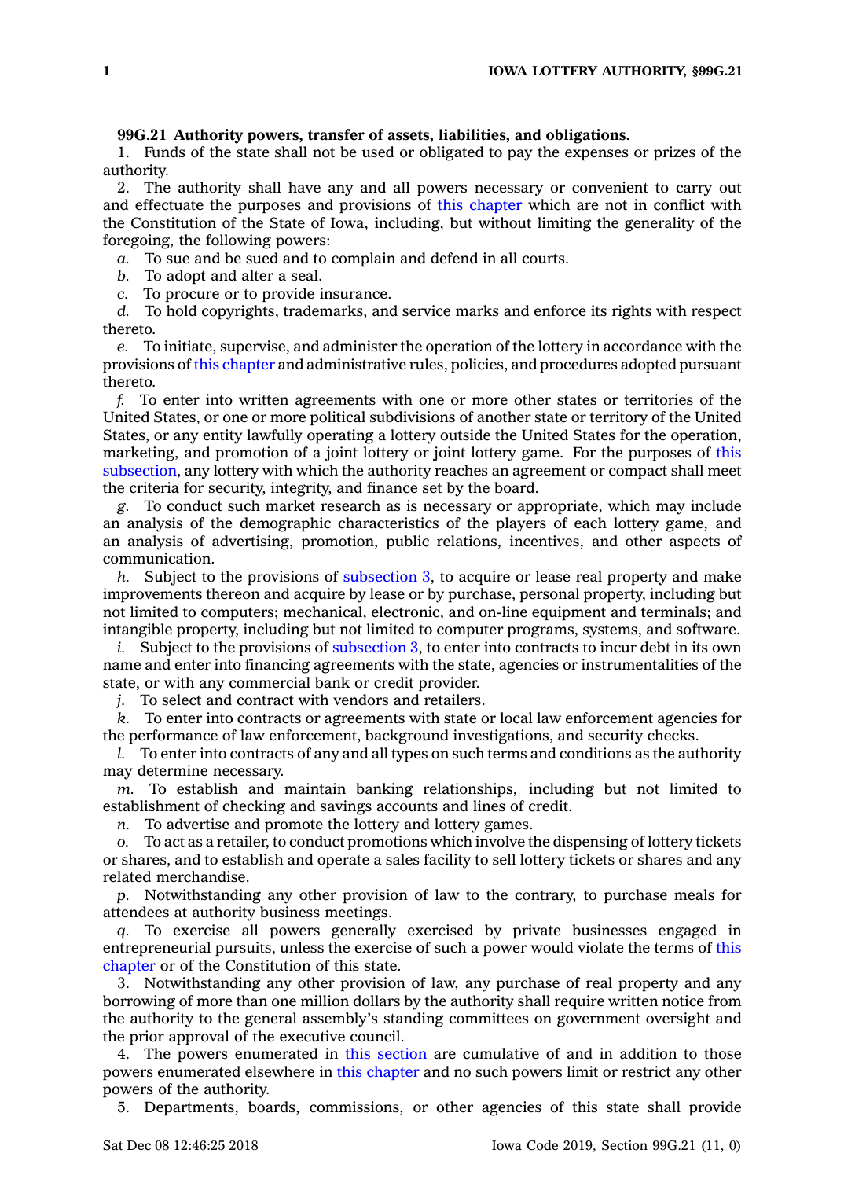**99G.21 Authority powers, transfer of assets, liabilities, and obligations.**

1. Funds of the state shall not be used or obligated to pay the expenses or prizes of the authority.

2. The authority shall have any and all powers necessary or convenient to carry out and effectuate the purposes and provisions of this chapter which are not in conflict with the Constitution of the State of Iowa, including, but without limiting the generality of the foregoing, the following powers:

*a.* To sue and be sued and to complain and defend in all courts.

*b.* To adopt and alter a seal.

*c.* To procure or to provide insurance.

*d.* To hold copyrights, trademarks, and service marks and enforce its rights with respect thereto.

*e.* To initiate, supervise, and administer the operation of the lottery in accordance with the provisions of this chapter and administrative rules, policies, and procedures adopted pursuant thereto.

*f.* To enter into written agreements with one or more other states or territories of the United States, or one or more political subdivisions of another state or territory of the United States, or any entity lawfully operating a lottery outside the United States for the operation, marketing, and promotion of a joint lottery or joint lottery game. For the purposes of this subsection, any lottery with which the authority reaches an agreement or compact shall meet the criteria for security, integrity, and finance set by the board.

*g.* To conduct such market research as is necessary or appropriate, which may include an analysis of the demographic characteristics of the players of each lottery game, and an analysis of advertising, promotion, public relations, incentives, and other aspects of communication.

*h.* Subject to the provisions of subsection 3, to acquire or lease real property and make improvements thereon and acquire by lease or by purchase, personal property, including but not limited to computers; mechanical, electronic, and on-line equipment and terminals; and intangible property, including but not limited to computer programs, systems, and software.

*i.* Subject to the provisions of subsection 3, to enter into contracts to incur debt in its own name and enter into financing agreements with the state, agencies or instrumentalities of the state, or with any commercial bank or credit provider.

*j.* To select and contract with vendors and retailers.

*k.* To enter into contracts or agreements with state or local law enforcement agencies for the performance of law enforcement, background investigations, and security checks.

*l.* To enter into contracts of any and all types on such terms and conditions as the authority may determine necessary.

*m.* To establish and maintain banking relationships, including but not limited to establishment of checking and savings accounts and lines of credit.

*n.* To advertise and promote the lottery and lottery games.

*o.* To act as a retailer, to conduct promotions which involve the dispensing of lottery tickets or shares, and to establish and operate a sales facility to sell lottery tickets or shares and any related merchandise.

*p.* Notwithstanding any other provision of law to the contrary, to purchase meals for attendees at authority business meetings.

*q.* To exercise all powers generally exercised by private businesses engaged in entrepreneurial pursuits, unless the exercise of such a power would violate the terms of this chapter or of the Constitution of this state.

3. Notwithstanding any other provision of law, any purchase of real property and any borrowing of more than one million dollars by the authority shall require written notice from the authority to the general assembly's standing committees on government oversight and the prior approval of the executive council.

4. The powers enumerated in this section are cumulative of and in addition to those powers enumerated elsewhere in this chapter and no such powers limit or restrict any other powers of the authority.

5. Departments, boards, commissions, or other agencies of this state shall provide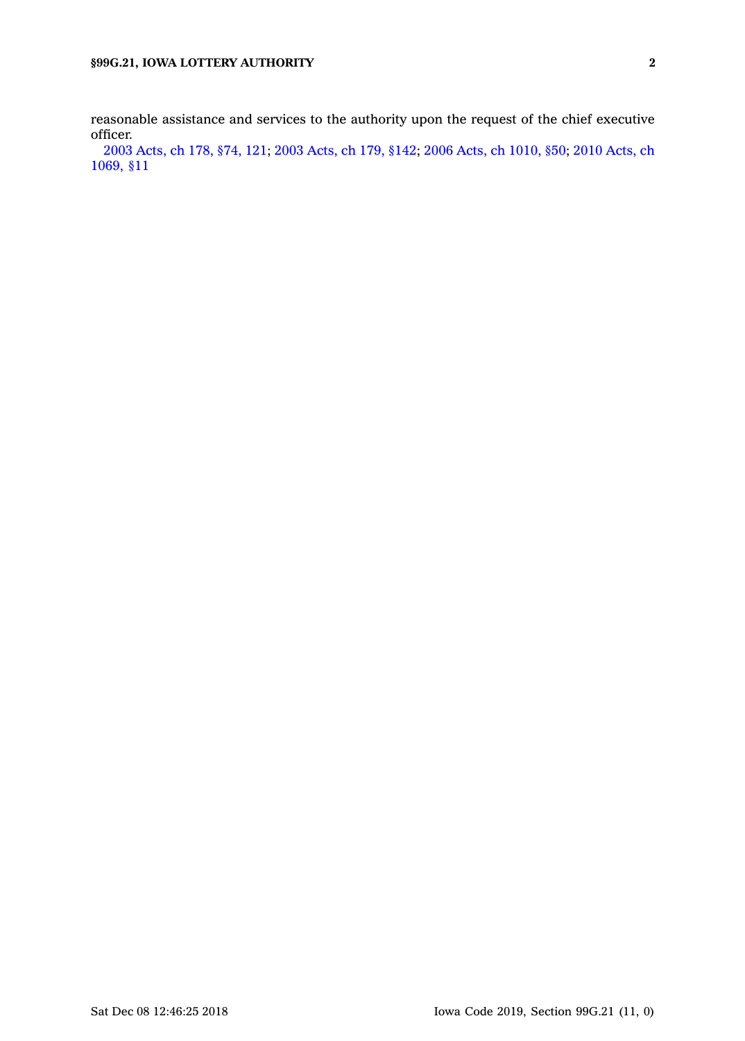reasonable assistance and services to the authority upon the request of the chief executive officer.

2003 Acts, ch 178, §74, 121; 2003 Acts, ch 179, §142; 2006 Acts, ch 1010, §50; 2010 Acts, ch 1069, §11